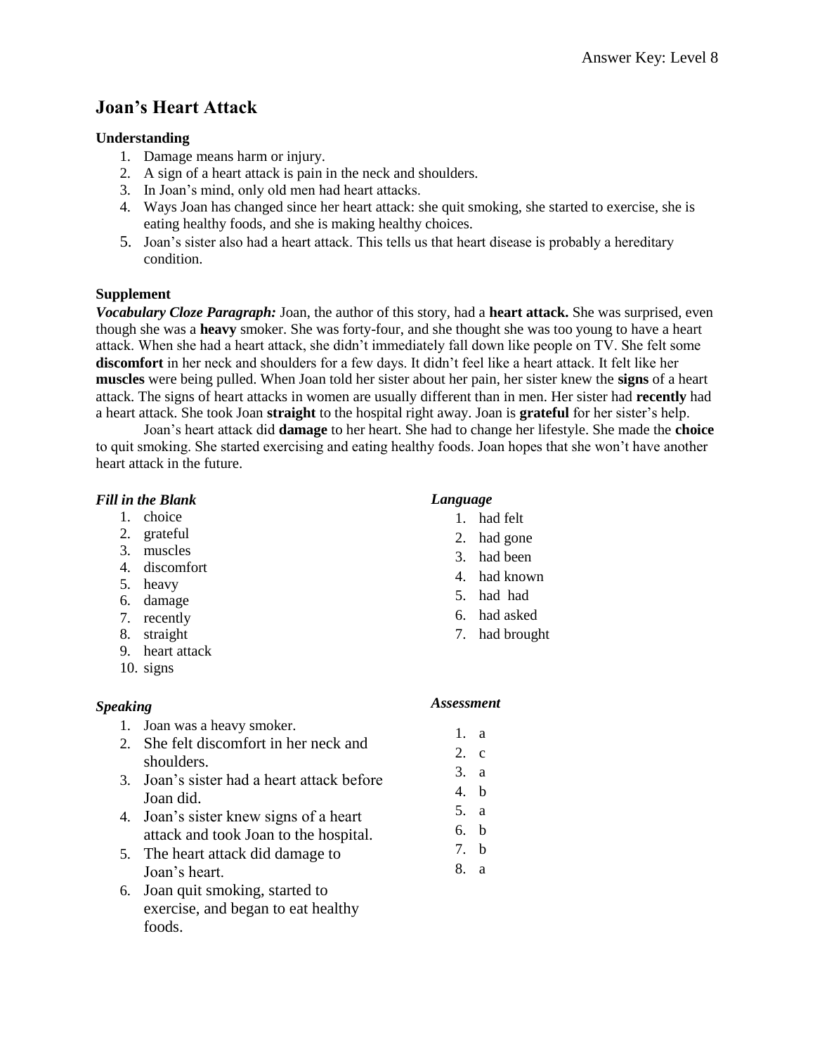# Joan's Heart Attack

### Understanding

1. Damage means harm or injury.
2. A sign of a heart attack is pain in the neck and shoulders.
3. In Joan's mind, only old men had heart attacks.
4. Ways Joan has changed since her heart attack: she quit smoking, she started to exercise, she is eating healthy foods, and she is making healthy choices.
5. Joan's sister also had a heart attack. This tells us that heart disease is probably a hereditary condition.

### Supplement

***Vocabulary Cloze Paragraph:*** Joan, the author of this story, had a **heart attack.** She was surprised, even though she was a **heavy** smoker. She was forty-four, and she thought she was too young to have a heart attack. When she had a heart attack, she didn't immediately fall down like people on TV. She felt some **discomfort** in her neck and shoulders for a few days. It didn't feel like a heart attack. It felt like her **muscles** were being pulled. When Joan told her sister about her pain, her sister knew the **signs** of a heart attack. The signs of heart attacks in women are usually different than in men. Her sister had **recently** had a heart attack. She took Joan **straight** to the hospital right away. Joan is **grateful** for her sister's help.

Joan's heart attack did **damage** to her heart. She had to change her lifestyle. She made the **choice** to quit smoking. She started exercising and eating healthy foods. Joan hopes that she won't have another heart attack in the future.

***Fill in the Blank***

1. choice
2. grateful
3. muscles
4. discomfort
5. heavy
6. damage
7. recently
8. straight
9. heart attack
10. signs

***Language***

1. had felt
2. had gone
3. had been
4. had known
5. had had
6. had asked
7. had brought

***Speaking***

1. Joan was a heavy smoker.
2. She felt discomfort in her neck and shoulders.
3. Joan's sister had a heart attack before Joan did.
4. Joan's sister knew signs of a heart attack and took Joan to the hospital.
5. The heart attack did damage to Joan's heart.
6. Joan quit smoking, started to exercise, and began to eat healthy foods.

***Assessment***

1. a
2. c
3. a
4. b
5. a
6. b
7. b
8. a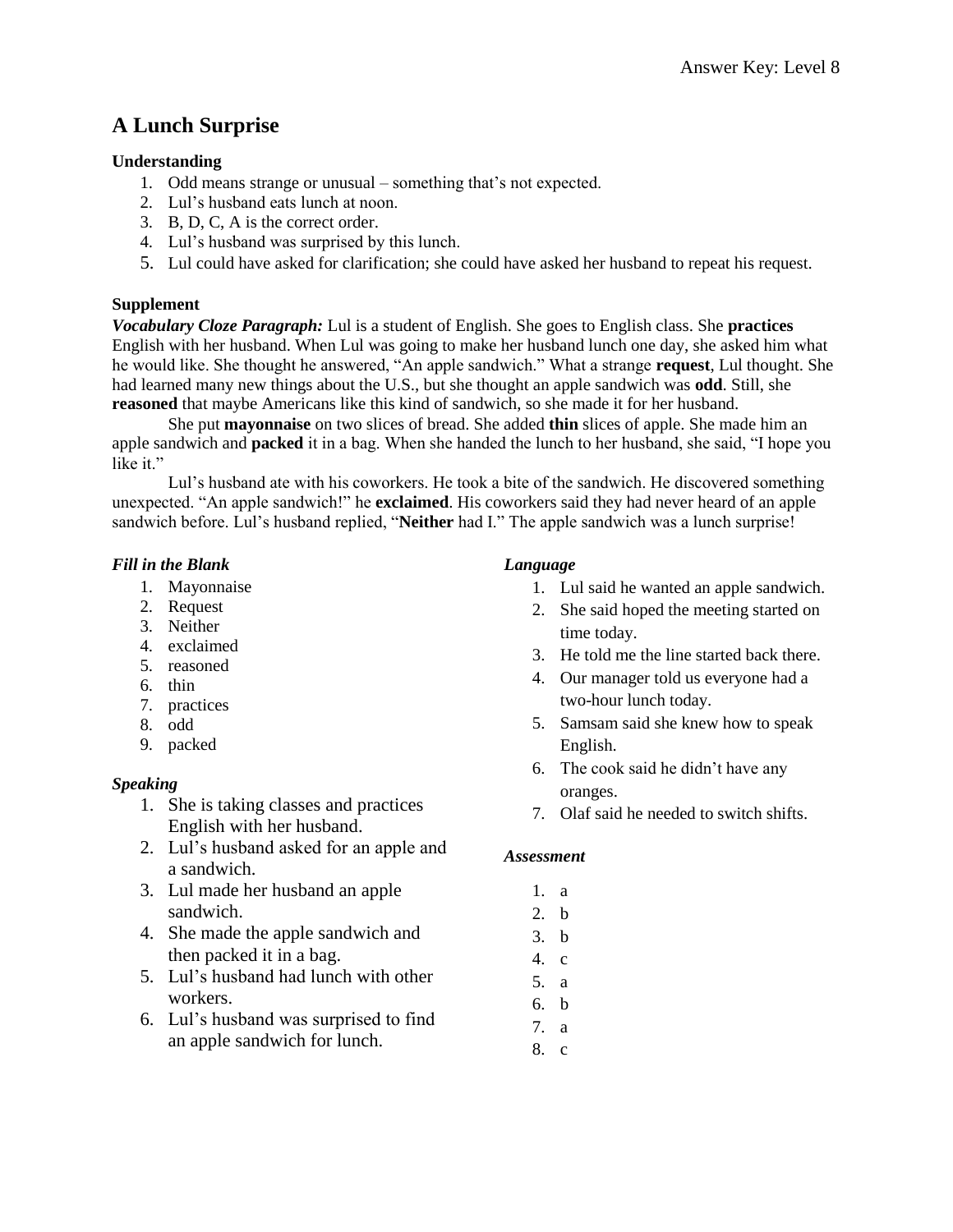# A Lunch Surprise

**Understanding**

1. Odd means strange or unusual – something that's not expected.
2. Lul's husband eats lunch at noon.
3. B, D, C, A is the correct order.
4. Lul's husband was surprised by this lunch.
5. Lul could have asked for clarification; she could have asked her husband to repeat his request.

**Supplement**

***Vocabulary Cloze Paragraph:*** Lul is a student of English. She goes to English class. She **practices** English with her husband. When Lul was going to make her husband lunch one day, she asked him what he would like. She thought he answered, "An apple sandwich." What a strange **request**, Lul thought. She had learned many new things about the U.S., but she thought an apple sandwich was **odd**. Still, she **reasoned** that maybe Americans like this kind of sandwich, so she made it for her husband.

She put **mayonnaise** on two slices of bread. She added **thin** slices of apple. She made him an apple sandwich and **packed** it in a bag. When she handed the lunch to her husband, she said, "I hope you like it."

Lul's husband ate with his coworkers. He took a bite of the sandwich. He discovered something unexpected. "An apple sandwich!" he **exclaimed**. His coworkers said they had never heard of an apple sandwich before. Lul's husband replied, "**Neither** had I." The apple sandwich was a lunch surprise!

***Fill in the Blank***

1. Mayonnaise
2. Request
3. Neither
4. exclaimed
5. reasoned
6. thin
7. practices
8. odd
9. packed

***Speaking***

1. She is taking classes and practices English with her husband.
2. Lul's husband asked for an apple and a sandwich.
3. Lul made her husband an apple sandwich.
4. She made the apple sandwich and then packed it in a bag.
5. Lul's husband had lunch with other workers.
6. Lul's husband was surprised to find an apple sandwich for lunch.

***Language***

1. Lul said he wanted an apple sandwich.
2. She said hoped the meeting started on time today.
3. He told me the line started back there.
4. Our manager told us everyone had a two-hour lunch today.
5. Samsam said she knew how to speak English.
6. The cook said he didn't have any oranges.
7. Olaf said he needed to switch shifts.

***Assessment***

1. a
2. b
3. b
4. c
5. a
6. b
7. a
8. c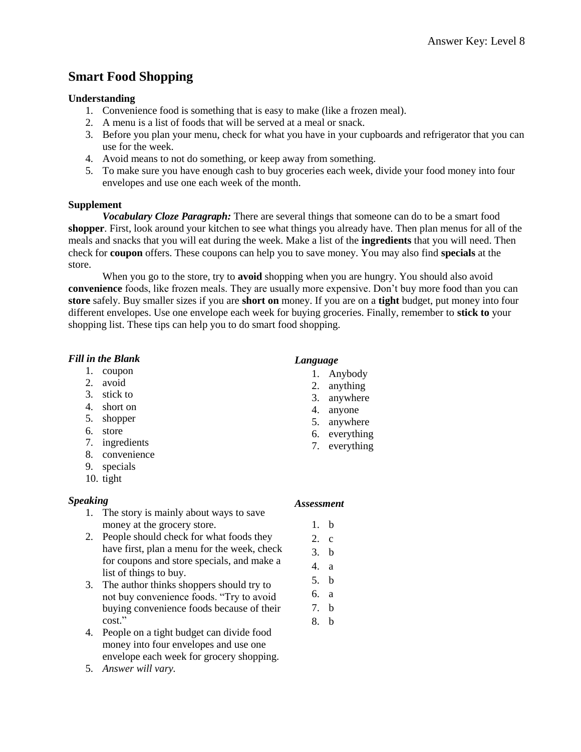Answer Key: Level 8

## Smart Food Shopping

**Understanding**

1. Convenience food is something that is easy to make (like a frozen meal).
2. A menu is a list of foods that will be served at a meal or snack.
3. Before you plan your menu, check for what you have in your cupboards and refrigerator that you can use for the week.
4. Avoid means to not do something, or keep away from something.
5. To make sure you have enough cash to buy groceries each week, divide your food money into four envelopes and use one each week of the month.

**Supplement**

***Vocabulary Cloze Paragraph:*** There are several things that someone can do to be a smart food **shopper**. First, look around your kitchen to see what things you already have. Then plan menus for all of the meals and snacks that you will eat during the week. Make a list of the **ingredients** that you will need. Then check for **coupon** offers. These coupons can help you to save money. You may also find **specials** at the store.

When you go to the store, try to **avoid** shopping when you are hungry. You should also avoid **convenience** foods, like frozen meals. They are usually more expensive. Don't buy more food than you can **store** safely. Buy smaller sizes if you are **short on** money. If you are on a **tight** budget, put money into four different envelopes. Use one envelope each week for buying groceries. Finally, remember to **stick to** your shopping list. These tips can help you to do smart food shopping.

***Fill in the Blank***

1. coupon
2. avoid
3. stick to
4. short on
5. shopper
6. store
7. ingredients
8. convenience
9. specials
10. tight

***Language***

1. Anybody
2. anything
3. anywhere
4. anyone
5. anywhere
6. everything
7. everything

***Speaking***

1. The story is mainly about ways to save money at the grocery store.
2. People should check for what foods they have first, plan a menu for the week, check for coupons and store specials, and make a list of things to buy.
3. The author thinks shoppers should try to not buy convenience foods. "Try to avoid buying convenience foods because of their cost."
4. People on a tight budget can divide food money into four envelopes and use one envelope each week for grocery shopping.
5. *Answer will vary.*

***Assessment***

1. b
2. c
3. b
4. a
5. b
6. a
7. b
8. b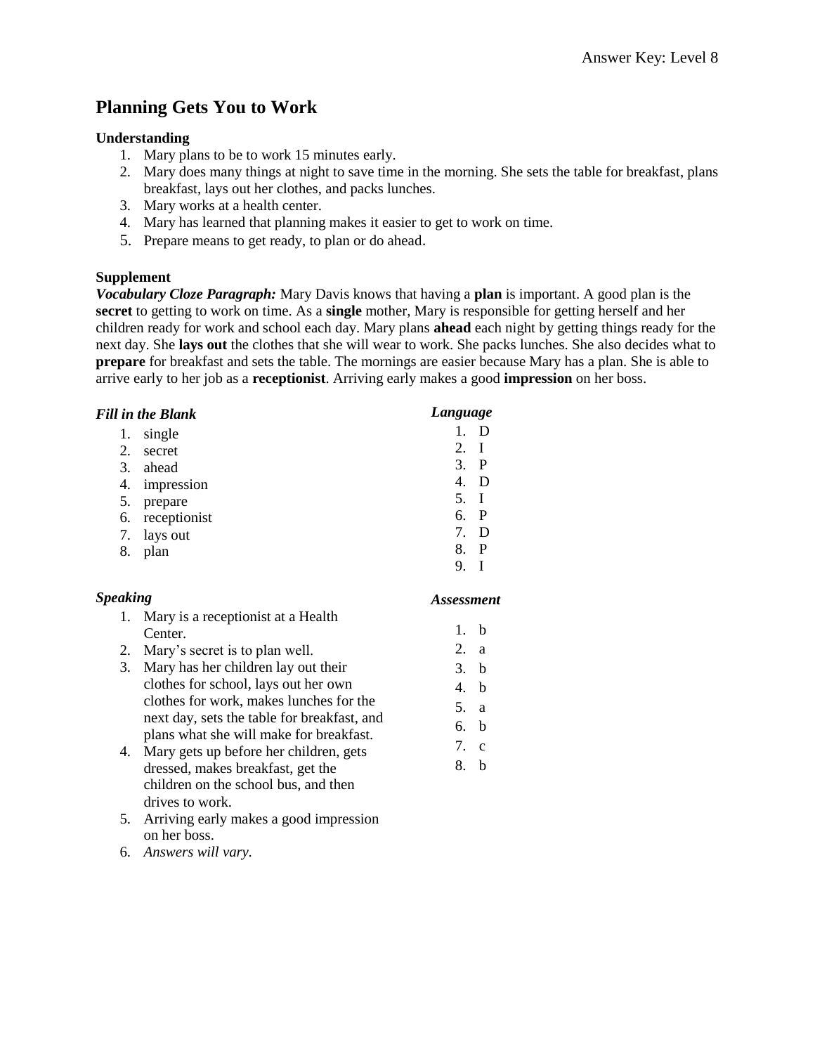# Planning Gets You to Work

### Understanding

1. Mary plans to be to work 15 minutes early.
2. Mary does many things at night to save time in the morning. She sets the table for breakfast, plans breakfast, lays out her clothes, and packs lunches.
3. Mary works at a health center.
4. Mary has learned that planning makes it easier to get to work on time.
5. Prepare means to get ready, to plan or do ahead.

### Supplement

***Vocabulary Cloze Paragraph:*** Mary Davis knows that having a **plan** is important. A good plan is the **secret** to getting to work on time. As a **single** mother, Mary is responsible for getting herself and her children ready for work and school each day. Mary plans **ahead** each night by getting things ready for the next day. She **lays out** the clothes that she will wear to work. She packs lunches. She also decides what to **prepare** for breakfast and sets the table. The mornings are easier because Mary has a plan. She is able to arrive early to her job as a **receptionist**. Arriving early makes a good **impression** on her boss.

#### *Fill in the Blank*

1. single
2. secret
3. ahead
4. impression
5. prepare
6. receptionist
7. lays out
8. plan

#### *Speaking*

1. Mary is a receptionist at a Health Center.
2. Mary's secret is to plan well.
3. Mary has her children lay out their clothes for school, lays out her own clothes for work, makes lunches for the next day, sets the table for breakfast, and plans what she will make for breakfast.
4. Mary gets up before her children, gets dressed, makes breakfast, get the children on the school bus, and then drives to work.
5. Arriving early makes a good impression on her boss.
6. *Answers will vary.*

#### *Language*

1. D
2. I
3. P
4. D
5. I
6. P
7. D
8. P
9. I

#### *Assessment*

1. b
2. a
3. b
4. b
5. a
6. b
7. c
8. b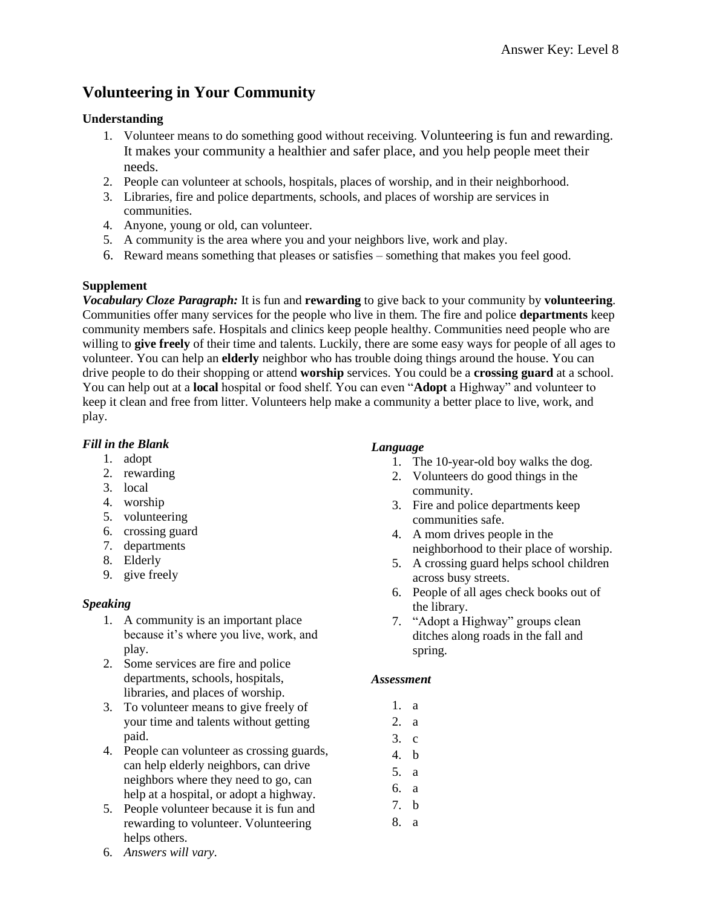# Volunteering in Your Community

**Understanding**

1. Volunteer means to do something good without receiving. Volunteering is fun and rewarding. It makes your community a healthier and safer place, and you help people meet their needs.
2. People can volunteer at schools, hospitals, places of worship, and in their neighborhood.
3. Libraries, fire and police departments, schools, and places of worship are services in communities.
4. Anyone, young or old, can volunteer.
5. A community is the area where you and your neighbors live, work and play.
6. Reward means something that pleases or satisfies – something that makes you feel good.

**Supplement**

***Vocabulary Cloze Paragraph:*** It is fun and **rewarding** to give back to your community by **volunteering**. Communities offer many services for the people who live in them. The fire and police **departments** keep community members safe. Hospitals and clinics keep people healthy. Communities need people who are willing to **give freely** of their time and talents. Luckily, there are some easy ways for people of all ages to volunteer. You can help an **elderly** neighbor who has trouble doing things around the house. You can drive people to do their shopping or attend **worship** services. You could be a **crossing guard** at a school. You can help out at a **local** hospital or food shelf. You can even "**Adopt** a Highway" and volunteer to keep it clean and free from litter. Volunteers help make a community a better place to live, work, and play.

***Fill in the Blank***

1. adopt
2. rewarding
3. local
4. worship
5. volunteering
6. crossing guard
7. departments
8. Elderly
9. give freely

***Speaking***

1. A community is an important place because it's where you live, work, and play.
2. Some services are fire and police departments, schools, hospitals, libraries, and places of worship.
3. To volunteer means to give freely of your time and talents without getting paid.
4. People can volunteer as crossing guards, can help elderly neighbors, can drive neighbors where they need to go, can help at a hospital, or adopt a highway.
5. People volunteer because it is fun and rewarding to volunteer. Volunteering helps others.
6. *Answers will vary.*

***Language***

1. The 10-year-old boy walks the dog.
2. Volunteers do good things in the community.
3. Fire and police departments keep communities safe.
4. A mom drives people in the neighborhood to their place of worship.
5. A crossing guard helps school children across busy streets.
6. People of all ages check books out of the library.
7. "Adopt a Highway" groups clean ditches along roads in the fall and spring.

***Assessment***

1. a
2. a
3. c
4. b
5. a
6. a
7. b
8. a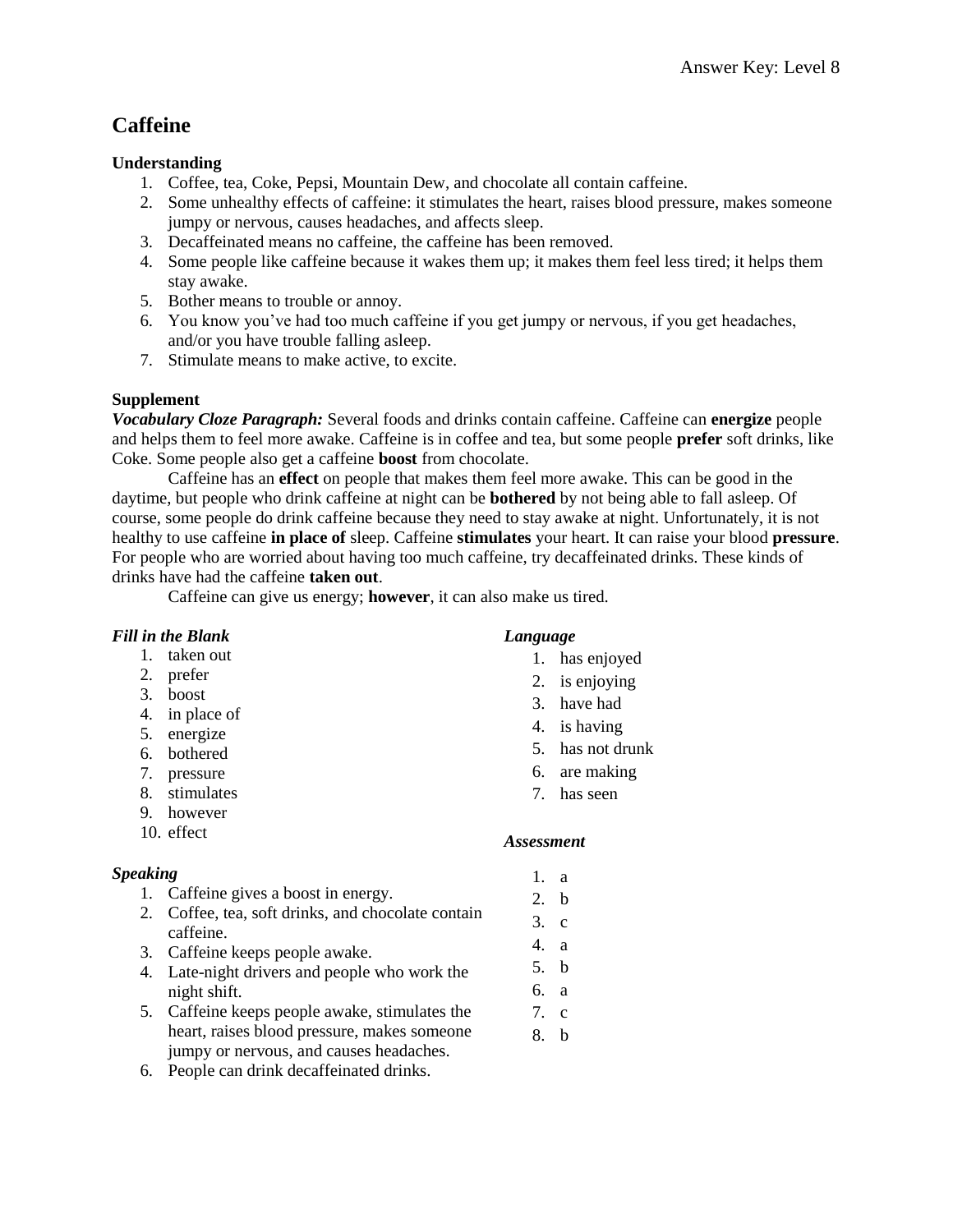# Caffeine

**Understanding**

1. Coffee, tea, Coke, Pepsi, Mountain Dew, and chocolate all contain caffeine.
2. Some unhealthy effects of caffeine: it stimulates the heart, raises blood pressure, makes someone jumpy or nervous, causes headaches, and affects sleep.
3. Decaffeinated means no caffeine, the caffeine has been removed.
4. Some people like caffeine because it wakes them up; it makes them feel less tired; it helps them stay awake.
5. Bother means to trouble or annoy.
6. You know you've had too much caffeine if you get jumpy or nervous, if you get headaches, and/or you have trouble falling asleep.
7. Stimulate means to make active, to excite.

**Supplement**

***Vocabulary Cloze Paragraph:*** Several foods and drinks contain caffeine. Caffeine can **energize** people and helps them to feel more awake. Caffeine is in coffee and tea, but some people **prefer** soft drinks, like Coke. Some people also get a caffeine **boost** from chocolate.

Caffeine has an **effect** on people that makes them feel more awake. This can be good in the daytime, but people who drink caffeine at night can be **bothered** by not being able to fall asleep. Of course, some people do drink caffeine because they need to stay awake at night. Unfortunately, it is not healthy to use caffeine **in place of** sleep. Caffeine **stimulates** your heart. It can raise your blood **pressure**. For people who are worried about having too much caffeine, try decaffeinated drinks. These kinds of drinks have had the caffeine **taken out**.

Caffeine can give us energy; **however**, it can also make us tired.

***Fill in the Blank***

1. taken out
2. prefer
3. boost
4. in place of
5. energize
6. bothered
7. pressure
8. stimulates
9. however
10. effect

***Speaking***

1. Caffeine gives a boost in energy.
2. Coffee, tea, soft drinks, and chocolate contain caffeine.
3. Caffeine keeps people awake.
4. Late-night drivers and people who work the night shift.
5. Caffeine keeps people awake, stimulates the heart, raises blood pressure, makes someone jumpy or nervous, and causes headaches.
6. People can drink decaffeinated drinks.

***Language***

1. has enjoyed
2. is enjoying
3. have had
4. is having
5. has not drunk
6. are making
7. has seen

***Assessment***

1. a
2. b
3. c
4. a
5. b
6. a
7. c
8. b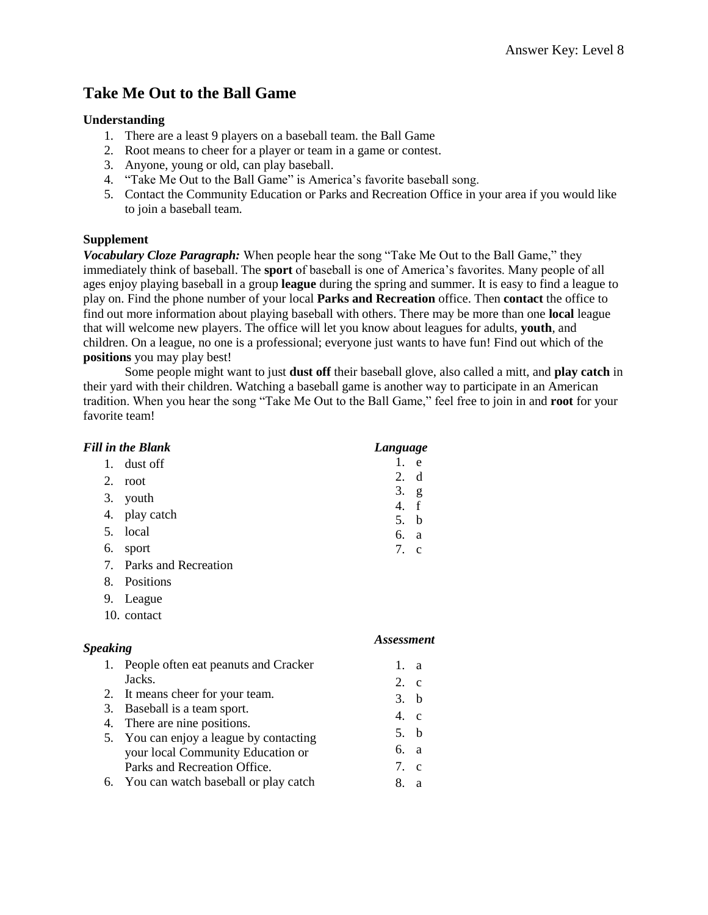# Take Me Out to the Ball Game

### Understanding

1. There are a least 9 players on a baseball team. the Ball Game
2. Root means to cheer for a player or team in a game or contest.
3. Anyone, young or old, can play baseball.
4. "Take Me Out to the Ball Game" is America's favorite baseball song.
5. Contact the Community Education or Parks and Recreation Office in your area if you would like to join a baseball team.

### Supplement

***Vocabulary Cloze Paragraph:*** When people hear the song "Take Me Out to the Ball Game," they immediately think of baseball. The **sport** of baseball is one of America's favorites. Many people of all ages enjoy playing baseball in a group **league** during the spring and summer. It is easy to find a league to play on. Find the phone number of your local **Parks and Recreation** office. Then **contact** the office to find out more information about playing baseball with others. There may be more than one **local** league that will welcome new players. The office will let you know about leagues for adults, **youth**, and children. On a league, no one is a professional; everyone just wants to have fun! Find out which of the **positions** you may play best!

Some people might want to just **dust off** their baseball glove, also called a mitt, and **play catch** in their yard with their children. Watching a baseball game is another way to participate in an American tradition. When you hear the song "Take Me Out to the Ball Game," feel free to join in and **root** for your favorite team!

***Fill in the Blank***

1. dust off
2. root
3. youth
4. play catch
5. local
6. sport
7. Parks and Recreation
8. Positions
9. League
10. contact

***Language***

1. e
2. d
3. g
4. f
5. b
6. a
7. c

***Speaking***

1. People often eat peanuts and Cracker Jacks.
2. It means cheer for your team.
3. Baseball is a team sport.
4. There are nine positions.
5. You can enjoy a league by contacting your local Community Education or Parks and Recreation Office.
6. You can watch baseball or play catch

***Assessment***

1. a
2. c
3. b
4. c
5. b
6. a
7. c
8. a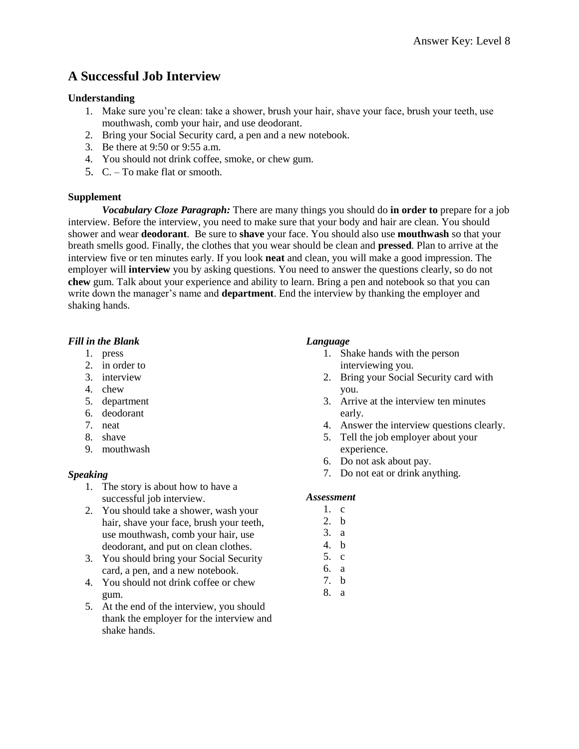Answer Key: Level 8

# A Successful Job Interview

**Understanding**

1. Make sure you're clean: take a shower, brush your hair, shave your face, brush your teeth, use mouthwash, comb your hair, and use deodorant.
2. Bring your Social Security card, a pen and a new notebook.
3. Be there at 9:50 or 9:55 a.m.
4. You should not drink coffee, smoke, or chew gum.
5. C. – To make flat or smooth.

**Supplement**

***Vocabulary Cloze Paragraph:*** There are many things you should do **in order to** prepare for a job interview. Before the interview, you need to make sure that your body and hair are clean. You should shower and wear **deodorant**. Be sure to **shave** your face. You should also use **mouthwash** so that your breath smells good. Finally, the clothes that you wear should be clean and **pressed**. Plan to arrive at the interview five or ten minutes early. If you look **neat** and clean, you will make a good impression. The employer will **interview** you by asking questions. You need to answer the questions clearly, so do not **chew** gum. Talk about your experience and ability to learn. Bring a pen and notebook so that you can write down the manager's name and **department**. End the interview by thanking the employer and shaking hands.

***Fill in the Blank***

1. press
2. in order to
3. interview
4. chew
5. department
6. deodorant
7. neat
8. shave
9. mouthwash

***Speaking***

1. The story is about how to have a successful job interview.
2. You should take a shower, wash your hair, shave your face, brush your teeth, use mouthwash, comb your hair, use deodorant, and put on clean clothes.
3. You should bring your Social Security card, a pen, and a new notebook.
4. You should not drink coffee or chew gum.
5. At the end of the interview, you should thank the employer for the interview and shake hands.

***Language***

1. Shake hands with the person interviewing you.
2. Bring your Social Security card with you.
3. Arrive at the interview ten minutes early.
4. Answer the interview questions clearly.
5. Tell the job employer about your experience.
6. Do not ask about pay.
7. Do not eat or drink anything.

***Assessment***

1. c
2. b
3. a
4. b
5. c
6. a
7. b
8. a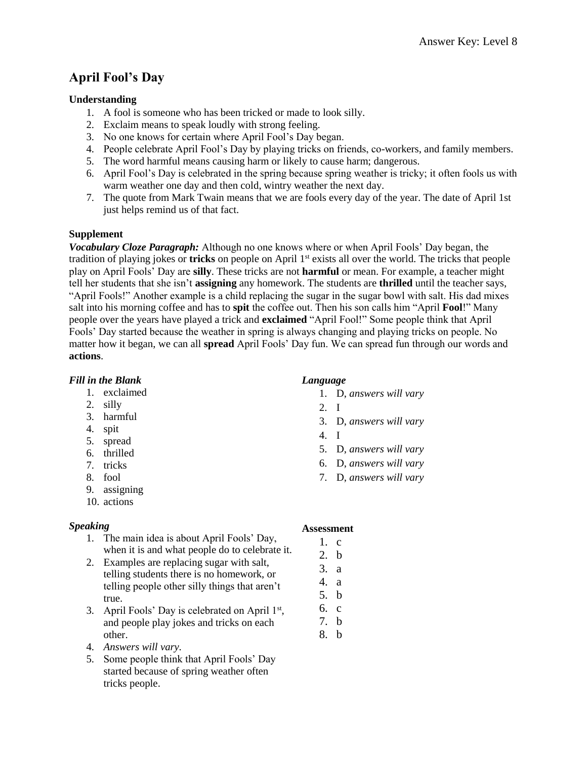# April Fool's Day

### Understanding

1. A fool is someone who has been tricked or made to look silly.
2. Exclaim means to speak loudly with strong feeling.
3. No one knows for certain where April Fool's Day began.
4. People celebrate April Fool's Day by playing tricks on friends, co-workers, and family members.
5. The word harmful means causing harm or likely to cause harm; dangerous.
6. April Fool's Day is celebrated in the spring because spring weather is tricky; it often fools us with warm weather one day and then cold, wintry weather the next day.
7. The quote from Mark Twain means that we are fools every day of the year. The date of April 1st just helps remind us of that fact.

### Supplement

***Vocabulary Cloze Paragraph:*** Although no one knows where or when April Fools' Day began, the tradition of playing jokes or **tricks** on people on April 1st exists all over the world. The tricks that people play on April Fools' Day are **silly**. These tricks are not **harmful** or mean. For example, a teacher might tell her students that she isn't **assigning** any homework. The students are **thrilled** until the teacher says, "April Fools!" Another example is a child replacing the sugar in the sugar bowl with salt. His dad mixes salt into his morning coffee and has to **spit** the coffee out. Then his son calls him "April **Fool**!" Many people over the years have played a trick and **exclaimed** "April Fool!" Some people think that April Fools' Day started because the weather in spring is always changing and playing tricks on people. No matter how it began, we can all **spread** April Fools' Day fun. We can spread fun through our words and **actions**.

#### *Fill in the Blank*

1. exclaimed
2. silly
3. harmful
4. spit
5. spread
6. thrilled
7. tricks
8. fool
9. assigning
10. actions

#### *Language*

1. D, *answers will vary*
2. I
3. D, *answers will vary*
4. I
5. D, *answers will vary*
6. D, *answers will vary*
7. D, *answers will vary*

#### *Speaking*

1. The main idea is about April Fools' Day, when it is and what people do to celebrate it.
2. Examples are replacing sugar with salt, telling students there is no homework, or telling people other silly things that aren't true.
3. April Fools' Day is celebrated on April 1st, and people play jokes and tricks on each other.
4. *Answers will vary.*
5. Some people think that April Fools' Day started because of spring weather often tricks people.

### Assessment

1. c
2. b
3. a
4. a
5. b
6. c
7. b
8. b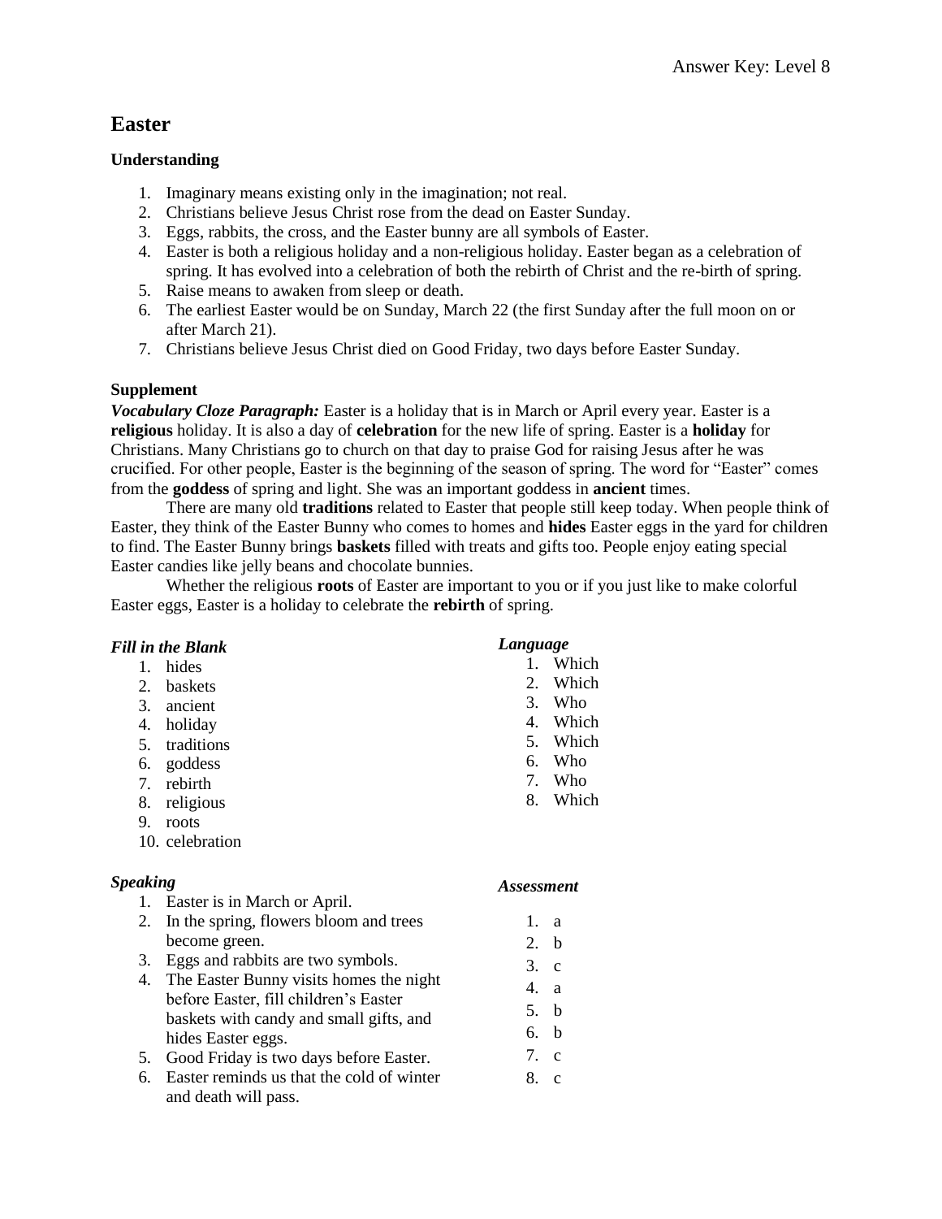# Easter

### Understanding

1. Imaginary means existing only in the imagination; not real.
2. Christians believe Jesus Christ rose from the dead on Easter Sunday.
3. Eggs, rabbits, the cross, and the Easter bunny are all symbols of Easter.
4. Easter is both a religious holiday and a non-religious holiday. Easter began as a celebration of spring. It has evolved into a celebration of both the rebirth of Christ and the re-birth of spring.
5. Raise means to awaken from sleep or death.
6. The earliest Easter would be on Sunday, March 22 (the first Sunday after the full moon on or after March 21).
7. Christians believe Jesus Christ died on Good Friday, two days before Easter Sunday.

### Supplement

***Vocabulary Cloze Paragraph:*** Easter is a holiday that is in March or April every year. Easter is a **religious** holiday. It is also a day of **celebration** for the new life of spring. Easter is a **holiday** for Christians. Many Christians go to church on that day to praise God for raising Jesus after he was crucified. For other people, Easter is the beginning of the season of spring. The word for "Easter" comes from the **goddess** of spring and light. She was an important goddess in **ancient** times.

There are many old **traditions** related to Easter that people still keep today. When people think of Easter, they think of the Easter Bunny who comes to homes and **hides** Easter eggs in the yard for children to find. The Easter Bunny brings **baskets** filled with treats and gifts too. People enjoy eating special Easter candies like jelly beans and chocolate bunnies.

Whether the religious **roots** of Easter are important to you or if you just like to make colorful Easter eggs, Easter is a holiday to celebrate the **rebirth** of spring.

***Fill in the Blank***

1. hides
2. baskets
3. ancient
4. holiday
5. traditions
6. goddess
7. rebirth
8. religious
9. roots
10. celebration

***Language***

1. Which
2. Which
3. Who
4. Which
5. Which
6. Who
7. Who
8. Which

***Speaking***

1. Easter is in March or April.
2. In the spring, flowers bloom and trees become green.
3. Eggs and rabbits are two symbols.
4. The Easter Bunny visits homes the night before Easter, fill children's Easter baskets with candy and small gifts, and hides Easter eggs.
5. Good Friday is two days before Easter.
6. Easter reminds us that the cold of winter and death will pass.

***Assessment***

1. a
2. b
3. c
4. a
5. b
6. b
7. c
8. c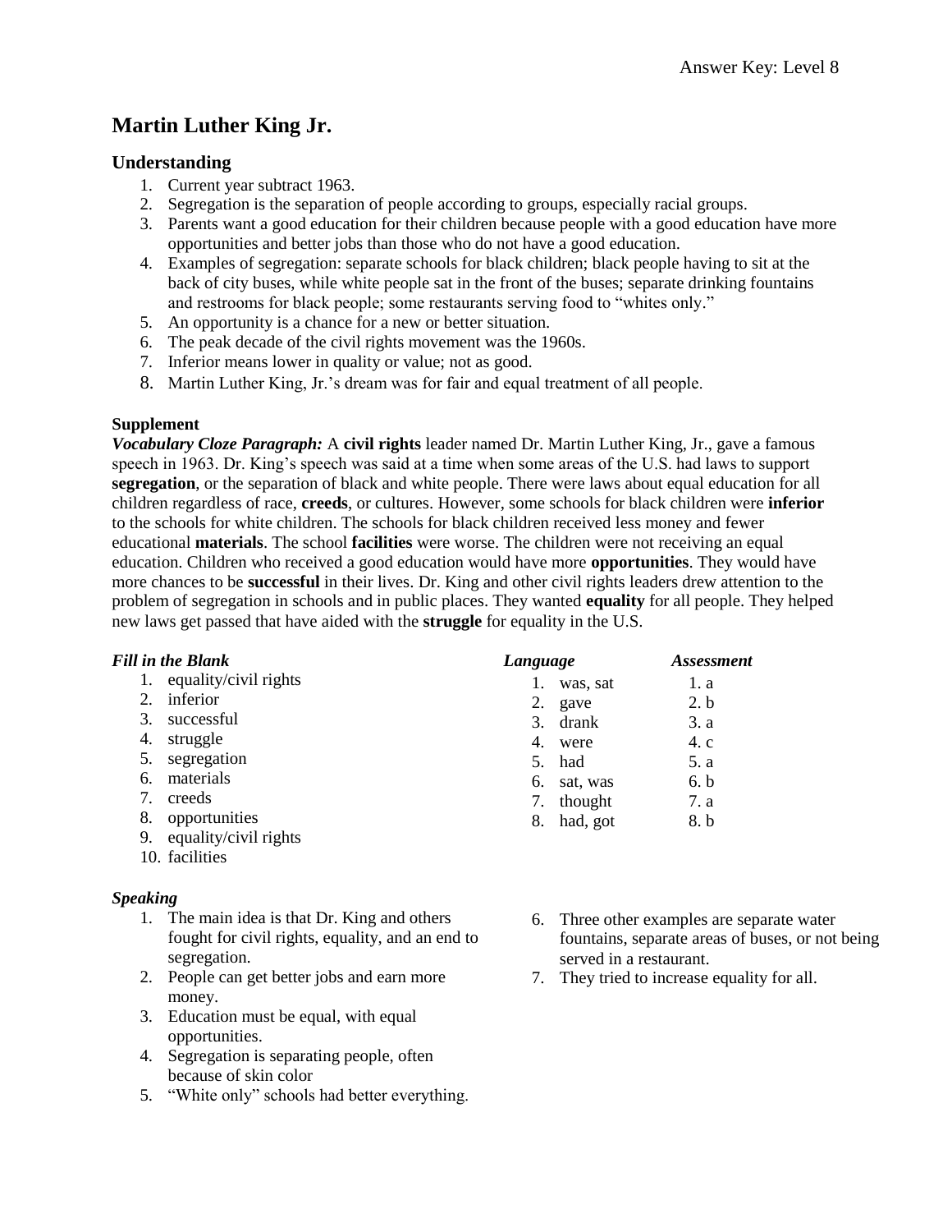Answer Key: Level 8

# Martin Luther King Jr.

## Understanding

1. Current year subtract 1963.
2. Segregation is the separation of people according to groups, especially racial groups.
3. Parents want a good education for their children because people with a good education have more opportunities and better jobs than those who do not have a good education.
4. Examples of segregation: separate schools for black children; black people having to sit at the back of city buses, while white people sat in the front of the buses; separate drinking fountains and restrooms for black people; some restaurants serving food to "whites only."
5. An opportunity is a chance for a new or better situation.
6. The peak decade of the civil rights movement was the 1960s.
7. Inferior means lower in quality or value; not as good.
8. Martin Luther King, Jr.'s dream was for fair and equal treatment of all people.

**Supplement**

***Vocabulary Cloze Paragraph:*** A **civil rights** leader named Dr. Martin Luther King, Jr., gave a famous speech in 1963. Dr. King's speech was said at a time when some areas of the U.S. had laws to support **segregation**, or the separation of black and white people. There were laws about equal education for all children regardless of race, **creeds**, or cultures. However, some schools for black children were **inferior** to the schools for white children. The schools for black children received less money and fewer educational **materials**. The school **facilities** were worse. The children were not receiving an equal education. Children who received a good education would have more **opportunities**. They would have more chances to be **successful** in their lives. Dr. King and other civil rights leaders drew attention to the problem of segregation in schools and in public places. They wanted **equality** for all people. They helped new laws get passed that have aided with the **struggle** for equality in the U.S.

***Fill in the Blank***

1. equality/civil rights
2. inferior
3. successful
4. struggle
5. segregation
6. materials
7. creeds
8. opportunities
9. equality/civil rights
10. facilities

***Language***

1. was, sat
2. gave
3. drank
4. were
5. had
6. sat, was
7. thought
8. had, got

***Assessment***

1. a
2. b
3. a
4. c
5. a
6. b
7. a
8. b

***Speaking***

1. The main idea is that Dr. King and others fought for civil rights, equality, and an end to segregation.
2. People can get better jobs and earn more money.
3. Education must be equal, with equal opportunities.
4. Segregation is separating people, often because of skin color
5. "White only" schools had better everything.
6. Three other examples are separate water fountains, separate areas of buses, or not being served in a restaurant.
7. They tried to increase equality for all.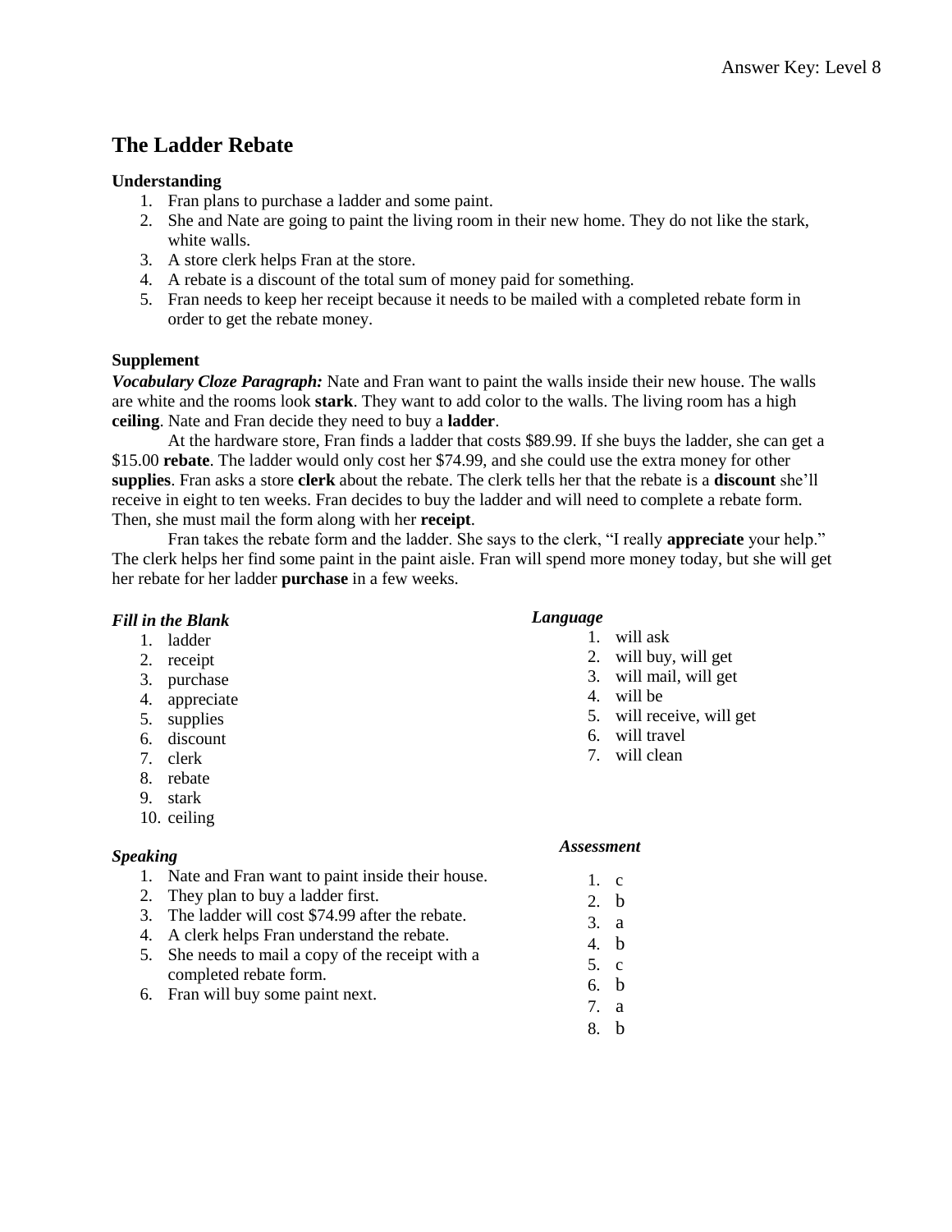# The Ladder Rebate

**Understanding**

1. Fran plans to purchase a ladder and some paint.
2. She and Nate are going to paint the living room in their new home. They do not like the stark, white walls.
3. A store clerk helps Fran at the store.
4. A rebate is a discount of the total sum of money paid for something.
5. Fran needs to keep her receipt because it needs to be mailed with a completed rebate form in order to get the rebate money.

**Supplement**

***Vocabulary Cloze Paragraph:*** Nate and Fran want to paint the walls inside their new house. The walls are white and the rooms look **stark**. They want to add color to the walls. The living room has a high **ceiling**. Nate and Fran decide they need to buy a **ladder**.

At the hardware store, Fran finds a ladder that costs $89.99. If she buys the ladder, she can get a $15.00 **rebate**. The ladder would only cost her $74.99, and she could use the extra money for other **supplies**. Fran asks a store **clerk** about the rebate. The clerk tells her that the rebate is a **discount** she'll receive in eight to ten weeks. Fran decides to buy the ladder and will need to complete a rebate form. Then, she must mail the form along with her **receipt**.

Fran takes the rebate form and the ladder. She says to the clerk, "I really **appreciate** your help." The clerk helps her find some paint in the paint aisle. Fran will spend more money today, but she will get her rebate for her ladder **purchase** in a few weeks.

***Fill in the Blank***

1. ladder
2. receipt
3. purchase
4. appreciate
5. supplies
6. discount
7. clerk
8. rebate
9. stark
10. ceiling

***Speaking***

1. Nate and Fran want to paint inside their house.
2. They plan to buy a ladder first.
3. The ladder will cost $74.99 after the rebate.
4. A clerk helps Fran understand the rebate.
5. She needs to mail a copy of the receipt with a completed rebate form.
6. Fran will buy some paint next.

***Language***

1. will ask
2. will buy, will get
3. will mail, will get
4. will be
5. will receive, will get
6. will travel
7. will clean

***Assessment***

1. c
2. b
3. a
4. b
5. c
6. b
7. a
8. b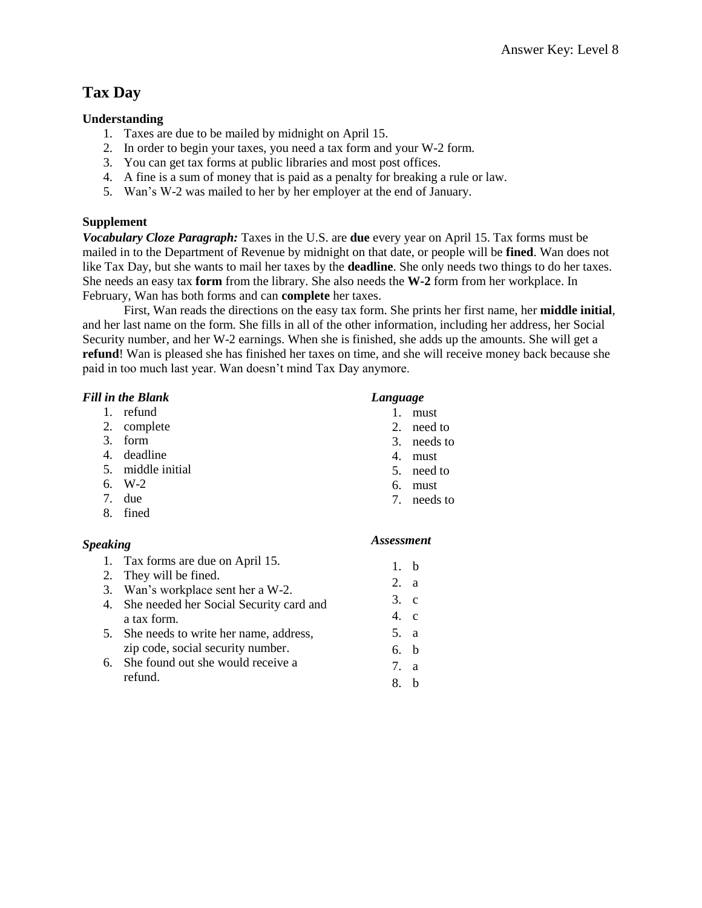Answer Key: Level 8

# Tax Day

### Understanding

1. Taxes are due to be mailed by midnight on April 15.
2. In order to begin your taxes, you need a tax form and your W-2 form.
3. You can get tax forms at public libraries and most post offices.
4. A fine is a sum of money that is paid as a penalty for breaking a rule or law.
5. Wan's W-2 was mailed to her by her employer at the end of January.

### Supplement

***Vocabulary Cloze Paragraph:*** Taxes in the U.S. are **due** every year on April 15. Tax forms must be mailed in to the Department of Revenue by midnight on that date, or people will be **fined**. Wan does not like Tax Day, but she wants to mail her taxes by the **deadline**. She only needs two things to do her taxes. She needs an easy tax **form** from the library. She also needs the **W-2** form from her workplace. In February, Wan has both forms and can **complete** her taxes.

First, Wan reads the directions on the easy tax form. She prints her first name, her **middle initial**, and her last name on the form. She fills in all of the other information, including her address, her Social Security number, and her W-2 earnings. When she is finished, she adds up the amounts. She will get a **refund**! Wan is pleased she has finished her taxes on time, and she will receive money back because she paid in too much last year. Wan doesn't mind Tax Day anymore.

***Fill in the Blank***

1. refund
2. complete
3. form
4. deadline
5. middle initial
6. W-2
7. due
8. fined

***Language***

1. must
2. need to
3. needs to
4. must
5. need to
6. must
7. needs to

***Speaking***

1. Tax forms are due on April 15.
2. They will be fined.
3. Wan's workplace sent her a W-2.
4. She needed her Social Security card and a tax form.
5. She needs to write her name, address, zip code, social security number.
6. She found out she would receive a refund.

***Assessment***

1. b
2. a
3. c
4. c
5. a
6. b
7. a
8. b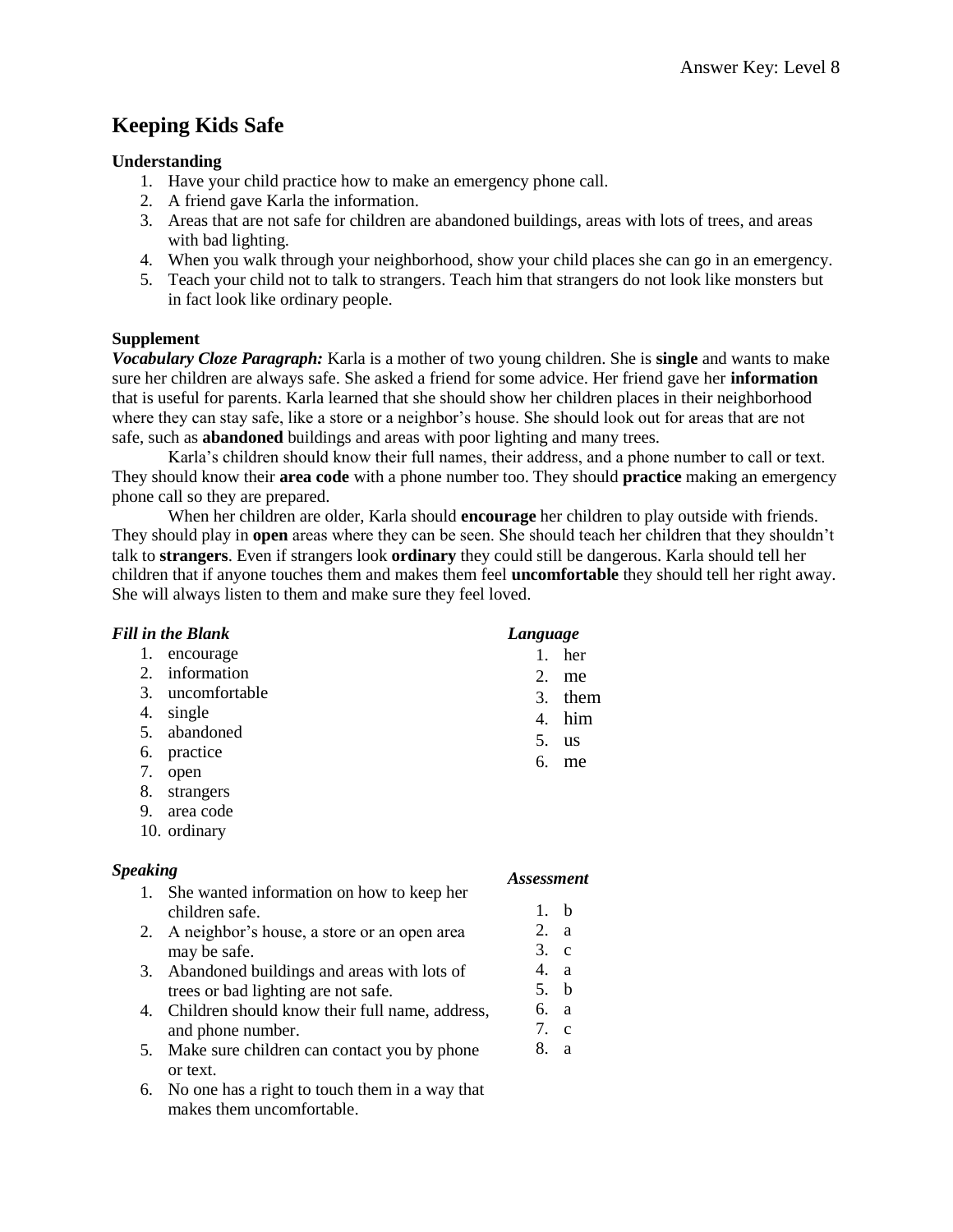# Keeping Kids Safe

**Understanding**

1. Have your child practice how to make an emergency phone call.
2. A friend gave Karla the information.
3. Areas that are not safe for children are abandoned buildings, areas with lots of trees, and areas with bad lighting.
4. When you walk through your neighborhood, show your child places she can go in an emergency.
5. Teach your child not to talk to strangers. Teach him that strangers do not look like monsters but in fact look like ordinary people.

**Supplement**

***Vocabulary Cloze Paragraph:*** Karla is a mother of two young children. She is **single** and wants to make sure her children are always safe. She asked a friend for some advice. Her friend gave her **information** that is useful for parents. Karla learned that she should show her children places in their neighborhood where they can stay safe, like a store or a neighbor's house. She should look out for areas that are not safe, such as **abandoned** buildings and areas with poor lighting and many trees.

Karla's children should know their full names, their address, and a phone number to call or text. They should know their **area code** with a phone number too. They should **practice** making an emergency phone call so they are prepared.

When her children are older, Karla should **encourage** her children to play outside with friends. They should play in **open** areas where they can be seen. She should teach her children that they shouldn't talk to **strangers**. Even if strangers look **ordinary** they could still be dangerous. Karla should tell her children that if anyone touches them and makes them feel **uncomfortable** they should tell her right away. She will always listen to them and make sure they feel loved.

***Fill in the Blank***

1. encourage
2. information
3. uncomfortable
4. single
5. abandoned
6. practice
7. open
8. strangers
9. area code
10. ordinary

***Language***

1. her
2. me
3. them
4. him
5. us
6. me

***Speaking***

1. She wanted information on how to keep her children safe.
2. A neighbor's house, a store or an open area may be safe.
3. Abandoned buildings and areas with lots of trees or bad lighting are not safe.
4. Children should know their full name, address, and phone number.
5. Make sure children can contact you by phone or text.
6. No one has a right to touch them in a way that makes them uncomfortable.

***Assessment***

1. b
2. a
3. c
4. a
5. b
6. a
7. c
8. a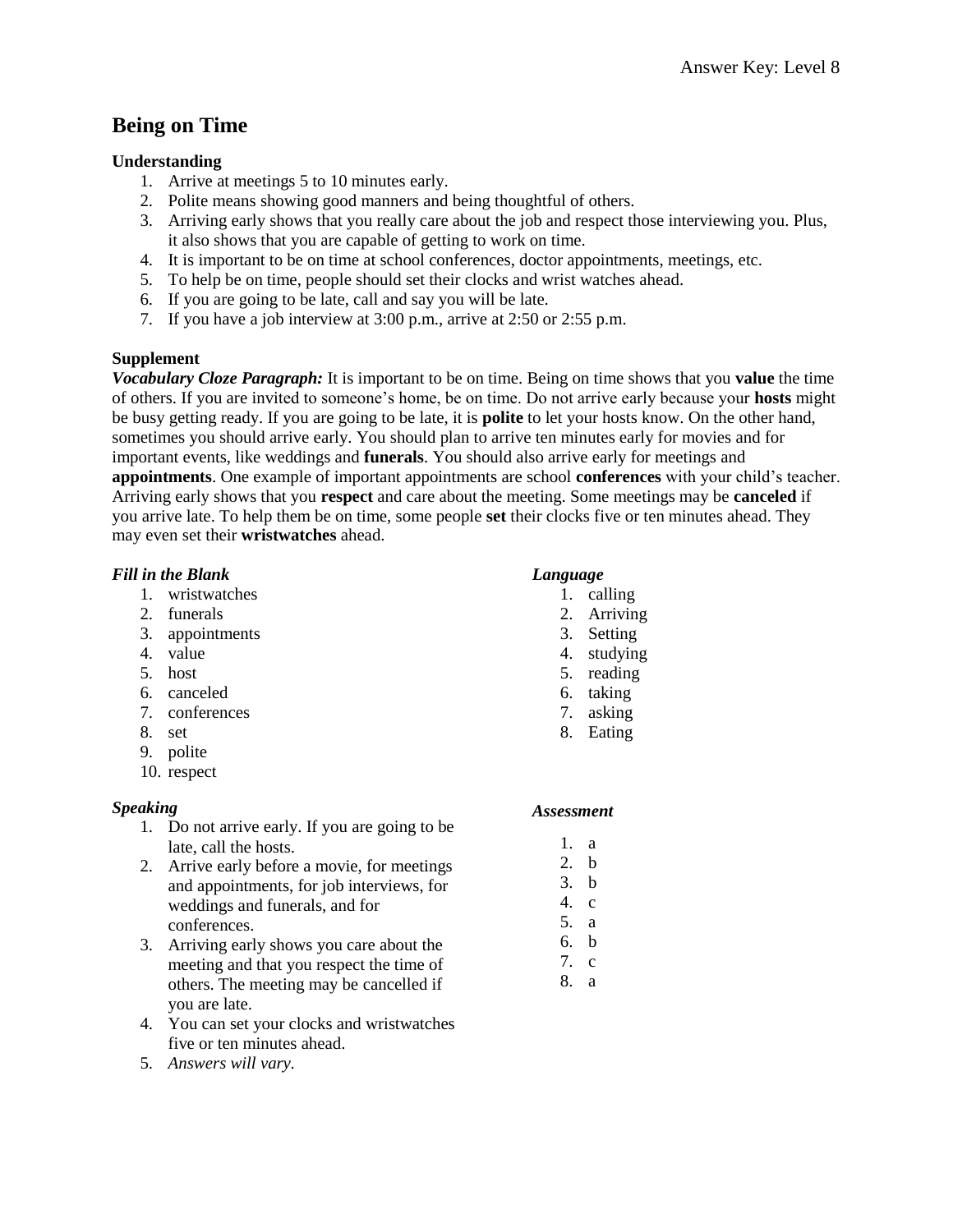# Being on Time

**Understanding**

1. Arrive at meetings 5 to 10 minutes early.
2. Polite means showing good manners and being thoughtful of others.
3. Arriving early shows that you really care about the job and respect those interviewing you. Plus, it also shows that you are capable of getting to work on time.
4. It is important to be on time at school conferences, doctor appointments, meetings, etc.
5. To help be on time, people should set their clocks and wrist watches ahead.
6. If you are going to be late, call and say you will be late.
7. If you have a job interview at 3:00 p.m., arrive at 2:50 or 2:55 p.m.

**Supplement**

***Vocabulary Cloze Paragraph:*** It is important to be on time. Being on time shows that you **value** the time of others. If you are invited to someone's home, be on time. Do not arrive early because your **hosts** might be busy getting ready. If you are going to be late, it is **polite** to let your hosts know. On the other hand, sometimes you should arrive early. You should plan to arrive ten minutes early for movies and for important events, like weddings and **funerals**. You should also arrive early for meetings and **appointments**. One example of important appointments are school **conferences** with your child's teacher. Arriving early shows that you **respect** and care about the meeting. Some meetings may be **canceled** if you arrive late. To help them be on time, some people **set** their clocks five or ten minutes ahead. They may even set their **wristwatches** ahead.

***Fill in the Blank***

1. wristwatches
2. funerals
3. appointments
4. value
5. host
6. canceled
7. conferences
8. set
9. polite
10. respect

***Speaking***

1. Do not arrive early. If you are going to be late, call the hosts.
2. Arrive early before a movie, for meetings and appointments, for job interviews, for weddings and funerals, and for conferences.
3. Arriving early shows you care about the meeting and that you respect the time of others. The meeting may be cancelled if you are late.
4. You can set your clocks and wristwatches five or ten minutes ahead.
5. *Answers will vary.*

***Language***

1. calling
2. Arriving
3. Setting
4. studying
5. reading
6. taking
7. asking
8. Eating

***Assessment***

1. a
2. b
3. b
4. c
5. a
6. b
7. c
8. a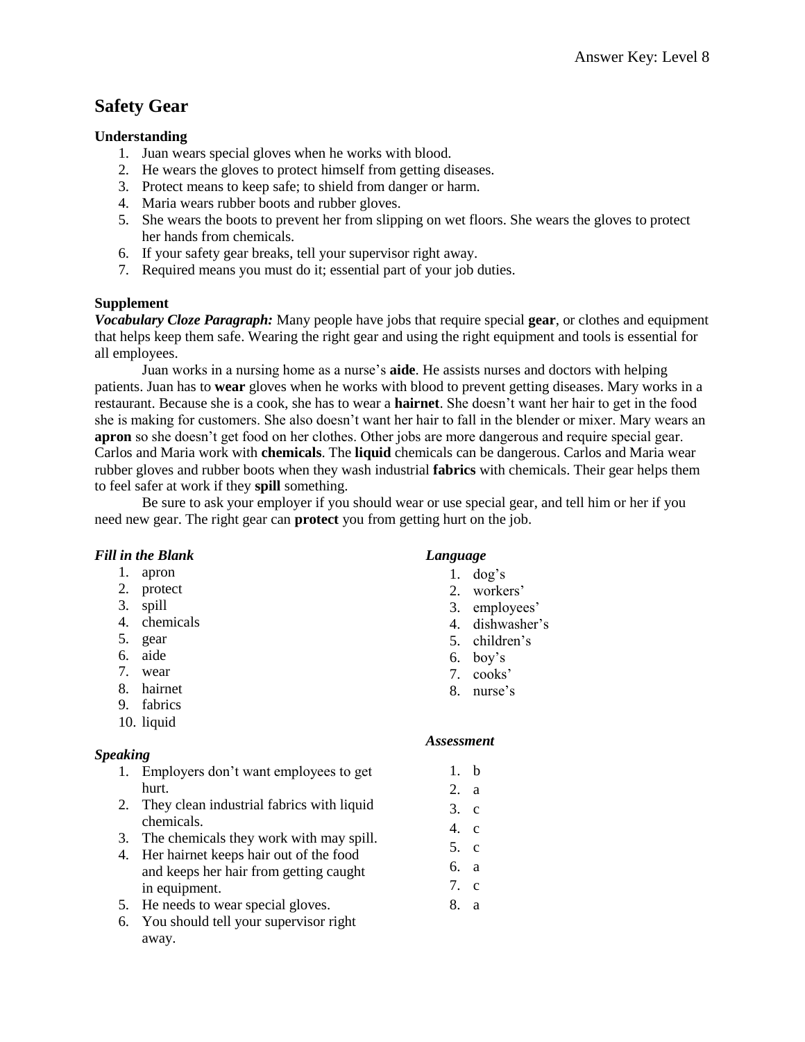# Safety Gear

### Understanding

1. Juan wears special gloves when he works with blood.
2. He wears the gloves to protect himself from getting diseases.
3. Protect means to keep safe; to shield from danger or harm.
4. Maria wears rubber boots and rubber gloves.
5. She wears the boots to prevent her from slipping on wet floors. She wears the gloves to protect her hands from chemicals.
6. If your safety gear breaks, tell your supervisor right away.
7. Required means you must do it; essential part of your job duties.

### Supplement

***Vocabulary Cloze Paragraph:*** Many people have jobs that require special **gear**, or clothes and equipment that helps keep them safe. Wearing the right gear and using the right equipment and tools is essential for all employees.

Juan works in a nursing home as a nurse's **aide**. He assists nurses and doctors with helping patients. Juan has to **wear** gloves when he works with blood to prevent getting diseases. Mary works in a restaurant. Because she is a cook, she has to wear a **hairnet**. She doesn't want her hair to get in the food she is making for customers. She also doesn't want her hair to fall in the blender or mixer. Mary wears an **apron** so she doesn't get food on her clothes. Other jobs are more dangerous and require special gear. Carlos and Maria work with **chemicals**. The **liquid** chemicals can be dangerous. Carlos and Maria wear rubber gloves and rubber boots when they wash industrial **fabrics** with chemicals. Their gear helps them to feel safer at work if they **spill** something.

Be sure to ask your employer if you should wear or use special gear, and tell him or her if you need new gear. The right gear can **protect** you from getting hurt on the job.

***Fill in the Blank***

1. apron
2. protect
3. spill
4. chemicals
5. gear
6. aide
7. wear
8. hairnet
9. fabrics
10. liquid

***Speaking***

1. Employers don't want employees to get hurt.
2. They clean industrial fabrics with liquid chemicals.
3. The chemicals they work with may spill.
4. Her hairnet keeps hair out of the food and keeps her hair from getting caught in equipment.
5. He needs to wear special gloves.
6. You should tell your supervisor right away.

***Language***

1. dog's
2. workers'
3. employees'
4. dishwasher's
5. children's
6. boy's
7. cooks'
8. nurse's

***Assessment***

1. b
2. a
3. c
4. c
5. c
6. a
7. c
8. a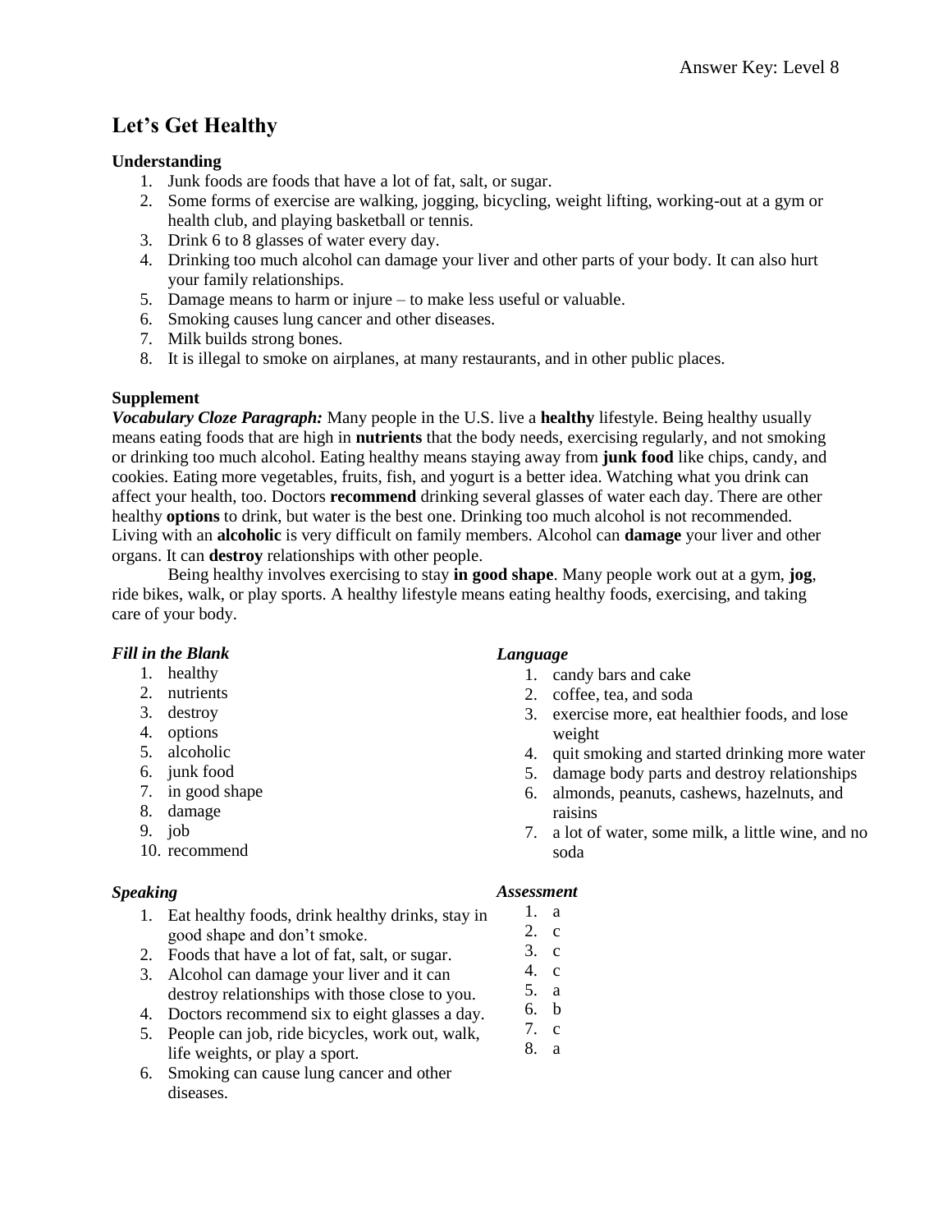# Let's Get Healthy

**Understanding**

1. Junk foods are foods that have a lot of fat, salt, or sugar.
2. Some forms of exercise are walking, jogging, bicycling, weight lifting, working-out at a gym or health club, and playing basketball or tennis.
3. Drink 6 to 8 glasses of water every day.
4. Drinking too much alcohol can damage your liver and other parts of your body. It can also hurt your family relationships.
5. Damage means to harm or injure – to make less useful or valuable.
6. Smoking causes lung cancer and other diseases.
7. Milk builds strong bones.
8. It is illegal to smoke on airplanes, at many restaurants, and in other public places.

**Supplement**

***Vocabulary Cloze Paragraph:*** Many people in the U.S. live a **healthy** lifestyle. Being healthy usually means eating foods that are high in **nutrients** that the body needs, exercising regularly, and not smoking or drinking too much alcohol. Eating healthy means staying away from **junk food** like chips, candy, and cookies. Eating more vegetables, fruits, fish, and yogurt is a better idea. Watching what you drink can affect your health, too. Doctors **recommend** drinking several glasses of water each day. There are other healthy **options** to drink, but water is the best one. Drinking too much alcohol is not recommended. Living with an **alcoholic** is very difficult on family members. Alcohol can **damage** your liver and other organs. It can **destroy** relationships with other people.

Being healthy involves exercising to stay **in good shape**. Many people work out at a gym, **jog**, ride bikes, walk, or play sports. A healthy lifestyle means eating healthy foods, exercising, and taking care of your body.

***Fill in the Blank***

1. healthy
2. nutrients
3. destroy
4. options
5. alcoholic
6. junk food
7. in good shape
8. damage
9. job
10. recommend

***Speaking***

1. Eat healthy foods, drink healthy drinks, stay in good shape and don't smoke.
2. Foods that have a lot of fat, salt, or sugar.
3. Alcohol can damage your liver and it can destroy relationships with those close to you.
4. Doctors recommend six to eight glasses a day.
5. People can job, ride bicycles, work out, walk, life weights, or play a sport.
6. Smoking can cause lung cancer and other diseases.

***Language***

1. candy bars and cake
2. coffee, tea, and soda
3. exercise more, eat healthier foods, and lose weight
4. quit smoking and started drinking more water
5. damage body parts and destroy relationships
6. almonds, peanuts, cashews, hazelnuts, and raisins
7. a lot of water, some milk, a little wine, and no soda

***Assessment***

1. a
2. c
3. c
4. c
5. a
6. b
7. c
8. a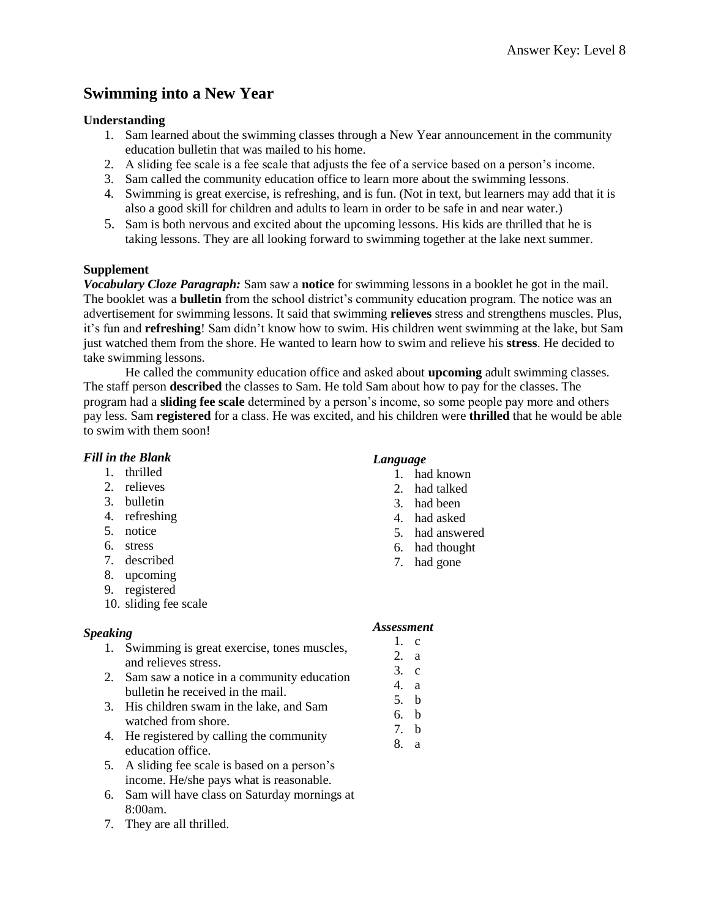# Swimming into a New Year

**Understanding**

1. Sam learned about the swimming classes through a New Year announcement in the community education bulletin that was mailed to his home.
2. A sliding fee scale is a fee scale that adjusts the fee of a service based on a person's income.
3. Sam called the community education office to learn more about the swimming lessons.
4. Swimming is great exercise, is refreshing, and is fun. (Not in text, but learners may add that it is also a good skill for children and adults to learn in order to be safe in and near water.)
5. Sam is both nervous and excited about the upcoming lessons. His kids are thrilled that he is taking lessons. They are all looking forward to swimming together at the lake next summer.

**Supplement**

***Vocabulary Cloze Paragraph:*** Sam saw a **notice** for swimming lessons in a booklet he got in the mail. The booklet was a **bulletin** from the school district's community education program. The notice was an advertisement for swimming lessons. It said that swimming **relieves** stress and strengthens muscles. Plus, it's fun and **refreshing**! Sam didn't know how to swim. His children went swimming at the lake, but Sam just watched them from the shore. He wanted to learn how to swim and relieve his **stress**. He decided to take swimming lessons.

He called the community education office and asked about **upcoming** adult swimming classes. The staff person **described** the classes to Sam. He told Sam about how to pay for the classes. The program had a **sliding fee scale** determined by a person's income, so some people pay more and others pay less. Sam **registered** for a class. He was excited, and his children were **thrilled** that he would be able to swim with them soon!

***Fill in the Blank***

1. thrilled
2. relieves
3. bulletin
4. refreshing
5. notice
6. stress
7. described
8. upcoming
9. registered
10. sliding fee scale

***Speaking***

1. Swimming is great exercise, tones muscles, and relieves stress.
2. Sam saw a notice in a community education bulletin he received in the mail.
3. His children swam in the lake, and Sam watched from shore.
4. He registered by calling the community education office.
5. A sliding fee scale is based on a person's income. He/she pays what is reasonable.
6. Sam will have class on Saturday mornings at 8:00am.
7. They are all thrilled.

***Language***

1. had known
2. had talked
3. had been
4. had asked
5. had answered
6. had thought
7. had gone

***Assessment***

1. c
2. a
3. c
4. a
5. b
6. b
7. b
8. a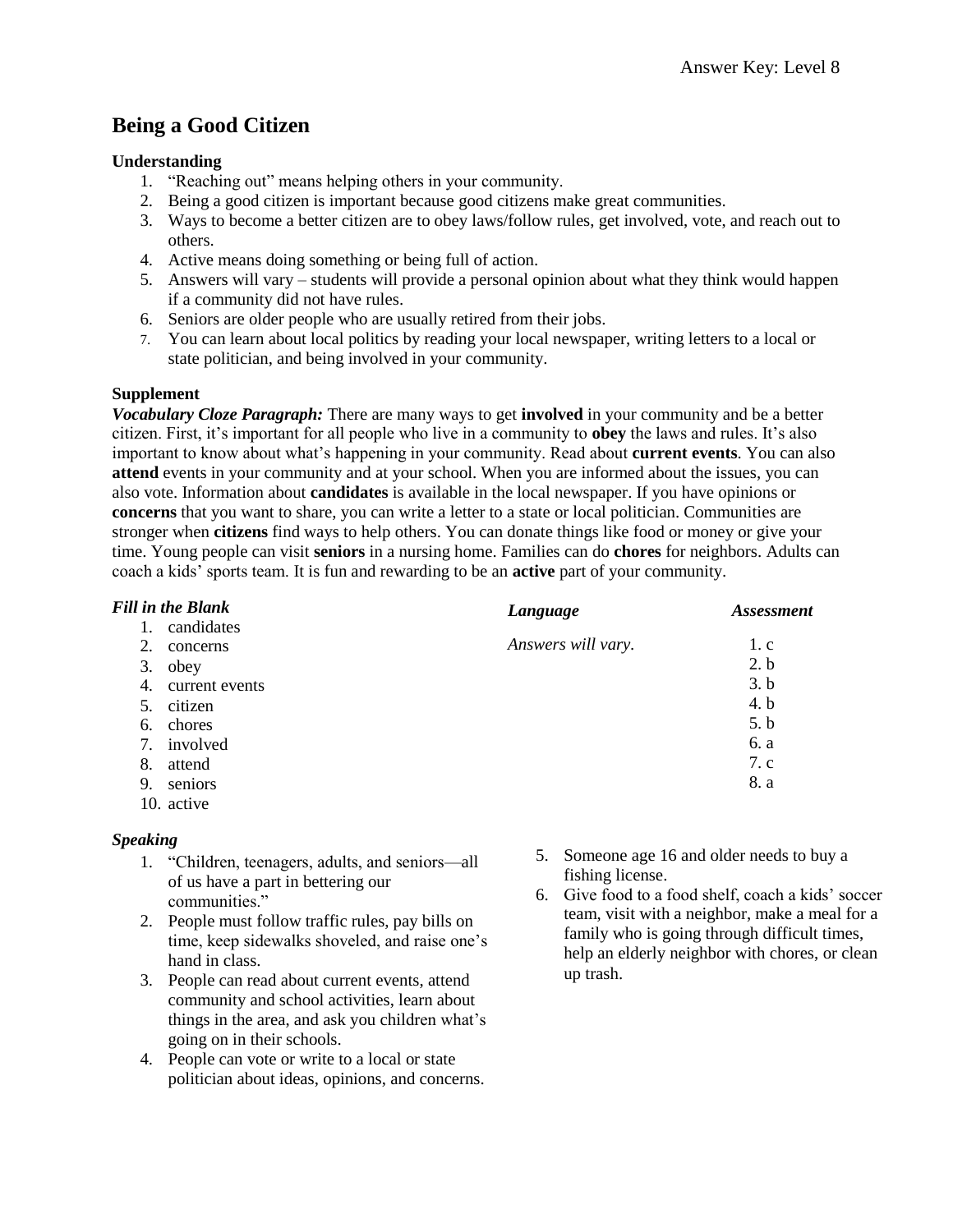Answer Key: Level 8

# Being a Good Citizen

**Understanding**

1. "Reaching out" means helping others in your community.
2. Being a good citizen is important because good citizens make great communities.
3. Ways to become a better citizen are to obey laws/follow rules, get involved, vote, and reach out to others.
4. Active means doing something or being full of action.
5. Answers will vary – students will provide a personal opinion about what they think would happen if a community did not have rules.
6. Seniors are older people who are usually retired from their jobs.
7. You can learn about local politics by reading your local newspaper, writing letters to a local or state politician, and being involved in your community.

**Supplement**

***Vocabulary Cloze Paragraph:*** There are many ways to get **involved** in your community and be a better citizen. First, it's important for all people who live in a community to **obey** the laws and rules. It's also important to know about what's happening in your community. Read about **current events**. You can also **attend** events in your community and at your school. When you are informed about the issues, you can also vote. Information about **candidates** is available in the local newspaper. If you have opinions or **concerns** that you want to share, you can write a letter to a state or local politician. Communities are stronger when **citizens** find ways to help others. You can donate things like food or money or give your time. Young people can visit **seniors** in a nursing home. Families can do **chores** for neighbors. Adults can coach a kids' sports team. It is fun and rewarding to be an **active** part of your community.

***Fill in the Blank***

1. candidates
2. concerns
3. obey
4. current events
5. citizen
6. chores
7. involved
8. attend
9. seniors
10. active

***Language***

*Answers will vary.*

***Assessment***

1. c
2. b
3. b
4. b
5. b
6. a
7. c
8. a

***Speaking***

1. "Children, teenagers, adults, and seniors—all of us have a part in bettering our communities."
2. People must follow traffic rules, pay bills on time, keep sidewalks shoveled, and raise one's hand in class.
3. People can read about current events, attend community and school activities, learn about things in the area, and ask you children what's going on in their schools.
4. People can vote or write to a local or state politician about ideas, opinions, and concerns.
5. Someone age 16 and older needs to buy a fishing license.
6. Give food to a food shelf, coach a kids' soccer team, visit with a neighbor, make a meal for a family who is going through difficult times, help an elderly neighbor with chores, or clean up trash.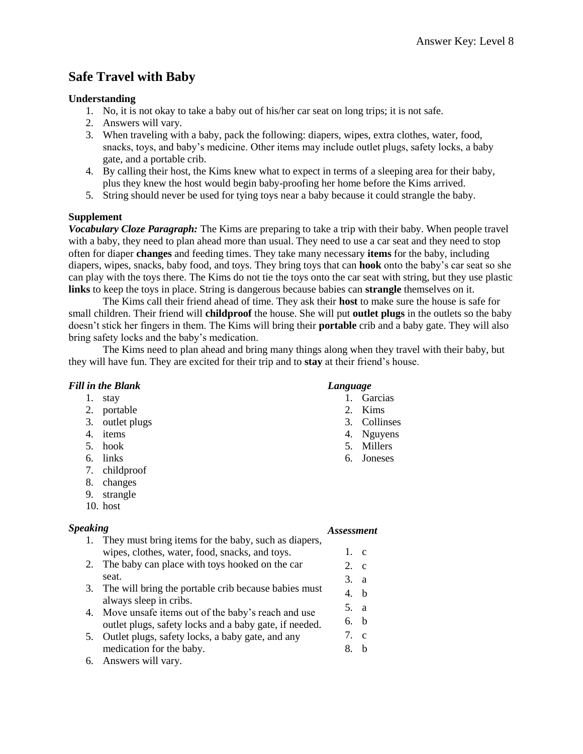# Safe Travel with Baby

### Understanding

1. No, it is not okay to take a baby out of his/her car seat on long trips; it is not safe.
2. Answers will vary.
3. When traveling with a baby, pack the following: diapers, wipes, extra clothes, water, food, snacks, toys, and baby's medicine. Other items may include outlet plugs, safety locks, a baby gate, and a portable crib.
4. By calling their host, the Kims knew what to expect in terms of a sleeping area for their baby, plus they knew the host would begin baby-proofing her home before the Kims arrived.
5. String should never be used for tying toys near a baby because it could strangle the baby.

### Supplement

***Vocabulary Cloze Paragraph:*** The Kims are preparing to take a trip with their baby. When people travel with a baby, they need to plan ahead more than usual. They need to use a car seat and they need to stop often for diaper **changes** and feeding times. They take many necessary **items** for the baby, including diapers, wipes, snacks, baby food, and toys. They bring toys that can **hook** onto the baby's car seat so she can play with the toys there. The Kims do not tie the toys onto the car seat with string, but they use plastic **links** to keep the toys in place. String is dangerous because babies can **strangle** themselves on it.

The Kims call their friend ahead of time. They ask their **host** to make sure the house is safe for small children. Their friend will **childproof** the house. She will put **outlet plugs** in the outlets so the baby doesn't stick her fingers in them. The Kims will bring their **portable** crib and a baby gate. They will also bring safety locks and the baby's medication.

The Kims need to plan ahead and bring many things along when they travel with their baby, but they will have fun. They are excited for their trip and to **stay** at their friend's house.

***Fill in the Blank***

1. stay
2. portable
3. outlet plugs
4. items
5. hook
6. links
7. childproof
8. changes
9. strangle
10. host

***Language***

1. Garcias
2. Kims
3. Collinses
4. Nguyens
5. Millers
6. Joneses

***Speaking***

1. They must bring items for the baby, such as diapers, wipes, clothes, water, food, snacks, and toys.
2. The baby can place with toys hooked on the car seat.
3. The will bring the portable crib because babies must always sleep in cribs.
4. Move unsafe items out of the baby's reach and use outlet plugs, safety locks and a baby gate, if needed.
5. Outlet plugs, safety locks, a baby gate, and any medication for the baby.
6. Answers will vary.

***Assessment***

1. c
2. c
3. a
4. b
5. a
6. b
7. c
8. b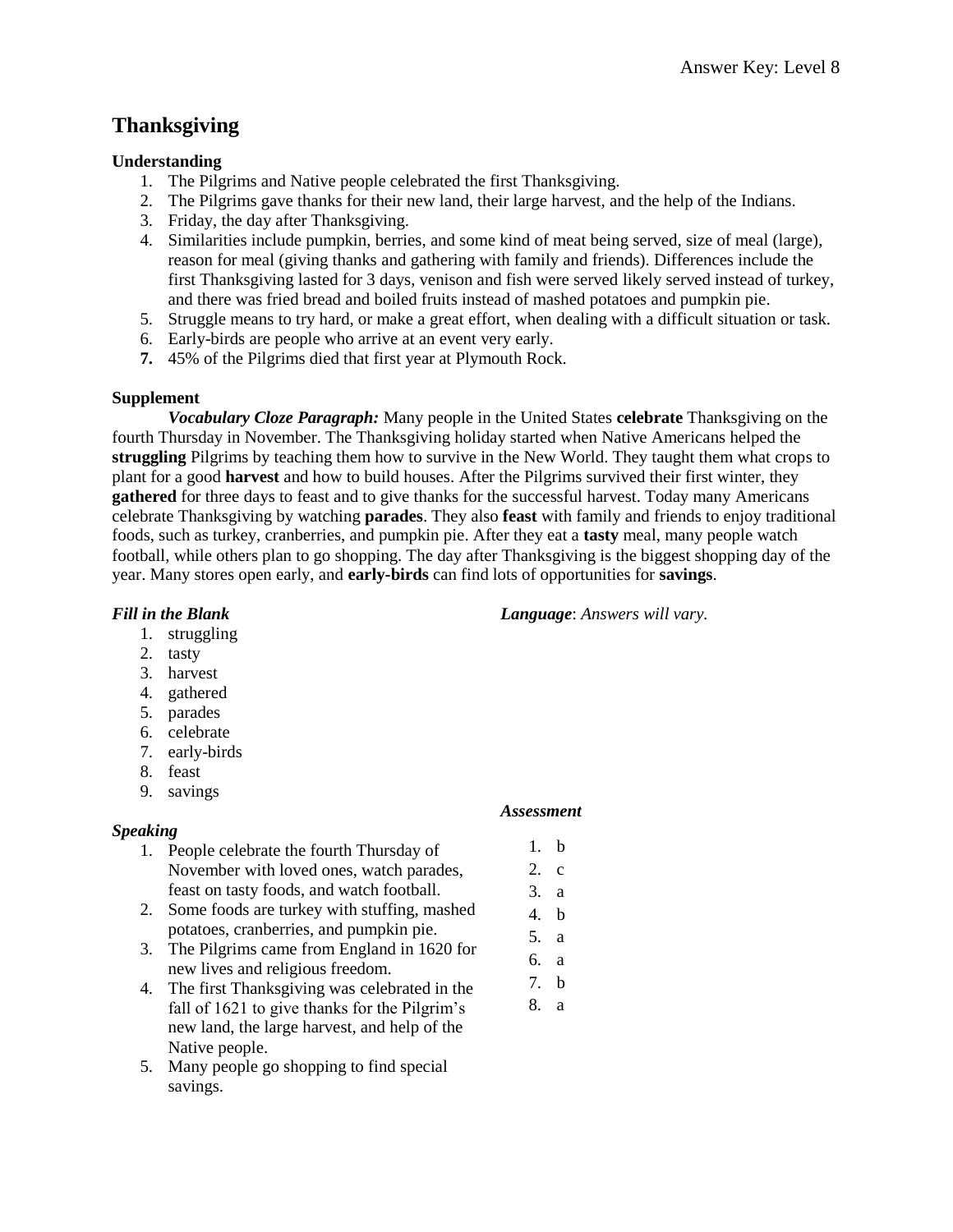# Thanksgiving

### Understanding

1. The Pilgrims and Native people celebrated the first Thanksgiving.
2. The Pilgrims gave thanks for their new land, their large harvest, and the help of the Indians.
3. Friday, the day after Thanksgiving.
4. Similarities include pumpkin, berries, and some kind of meat being served, size of meal (large), reason for meal (giving thanks and gathering with family and friends). Differences include the first Thanksgiving lasted for 3 days, venison and fish were served likely served instead of turkey, and there was fried bread and boiled fruits instead of mashed potatoes and pumpkin pie.
5. Struggle means to try hard, or make a great effort, when dealing with a difficult situation or task.
6. Early-birds are people who arrive at an event very early.
7. 45% of the Pilgrims died that first year at Plymouth Rock.

### Supplement

***Vocabulary Cloze Paragraph:*** Many people in the United States **celebrate** Thanksgiving on the fourth Thursday in November. The Thanksgiving holiday started when Native Americans helped the **struggling** Pilgrims by teaching them how to survive in the New World. They taught them what crops to plant for a good **harvest** and how to build houses. After the Pilgrims survived their first winter, they **gathered** for three days to feast and to give thanks for the successful harvest. Today many Americans celebrate Thanksgiving by watching **parades**. They also **feast** with family and friends to enjoy traditional foods, such as turkey, cranberries, and pumpkin pie. After they eat a **tasty** meal, many people watch football, while others plan to go shopping. The day after Thanksgiving is the biggest shopping day of the year. Many stores open early, and **early-birds** can find lots of opportunities for **savings**.

***Fill in the Blank***

1. struggling
2. tasty
3. harvest
4. gathered
5. parades
6. celebrate
7. early-birds
8. feast
9. savings

***Language***: *Answers will vary.*

***Speaking***

1. People celebrate the fourth Thursday of November with loved ones, watch parades, feast on tasty foods, and watch football.
2. Some foods are turkey with stuffing, mashed potatoes, cranberries, and pumpkin pie.
3. The Pilgrims came from England in 1620 for new lives and religious freedom.
4. The first Thanksgiving was celebrated in the fall of 1621 to give thanks for the Pilgrim's new land, the large harvest, and help of the Native people.
5. Many people go shopping to find special savings.

***Assessment***

1. b
2. c
3. a
4. b
5. a
6. a
7. b
8. a